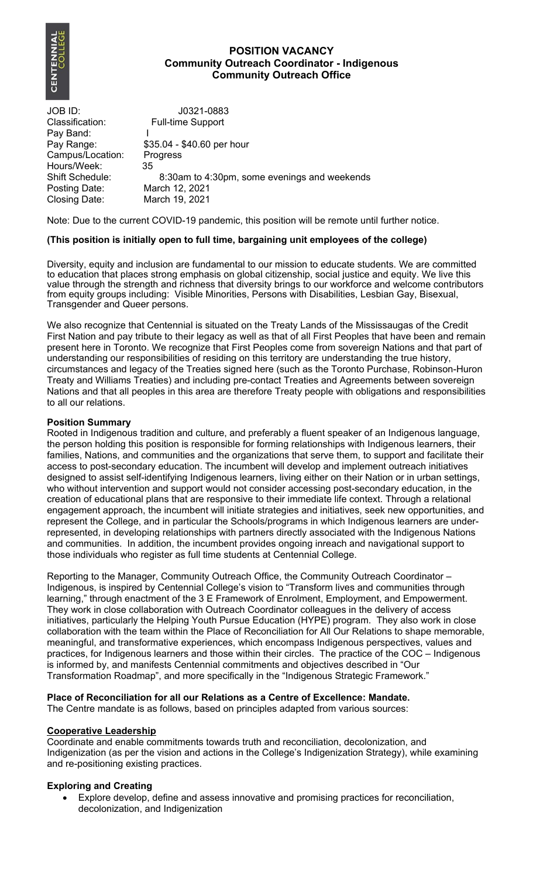# POSITION VACANCY
## Community Outreach Coordinator - Indigenous
## Community Outreach Office

| | |
|---|---|
| JOB ID: | J0321-0883 |
| Classification: | Full-time Support |
| Pay Band: | I |
| Pay Range: | $35.04 - $40.60 per hour |
| Campus/Location: | Progress |
| Hours/Week: | 35 |
| Shift Schedule: | 8:30am to 4:30pm, some evenings and weekends |
| Posting Date: | March 12, 2021 |
| Closing Date: | March 19, 2021 |

Note: Due to the current COVID-19 pandemic, this position will be remote until further notice.

**(This position is initially open to full time, bargaining unit employees of the college)**

Diversity, equity and inclusion are fundamental to our mission to educate students. We are committed to education that places strong emphasis on global citizenship, social justice and equity. We live this value through the strength and richness that diversity brings to our workforce and welcome contributors from equity groups including: Visible Minorities, Persons with Disabilities, Lesbian Gay, Bisexual, Transgender and Queer persons.

We also recognize that Centennial is situated on the Treaty Lands of the Mississaugas of the Credit First Nation and pay tribute to their legacy as well as that of all First Peoples that have been and remain present here in Toronto. We recognize that First Peoples come from sovereign Nations and that part of understanding our responsibilities of residing on this territory are understanding the true history, circumstances and legacy of the Treaties signed here (such as the Toronto Purchase, Robinson-Huron Treaty and Williams Treaties) and including pre-contact Treaties and Agreements between sovereign Nations and that all peoples in this area are therefore Treaty people with obligations and responsibilities to all our relations.

**Position Summary**

Rooted in Indigenous tradition and culture, and preferably a fluent speaker of an Indigenous language, the person holding this position is responsible for forming relationships with Indigenous learners, their families, Nations, and communities and the organizations that serve them, to support and facilitate their access to post-secondary education. The incumbent will develop and implement outreach initiatives designed to assist self-identifying Indigenous learners, living either on their Nation or in urban settings, who without intervention and support would not consider accessing post-secondary education, in the creation of educational plans that are responsive to their immediate life context. Through a relational engagement approach, the incumbent will initiate strategies and initiatives, seek new opportunities, and represent the College, and in particular the Schools/programs in which Indigenous learners are under-represented, in developing relationships with partners directly associated with the Indigenous Nations and communities. In addition, the incumbent provides ongoing inreach and navigational support to those individuals who register as full time students at Centennial College.

Reporting to the Manager, Community Outreach Office, the Community Outreach Coordinator – Indigenous, is inspired by Centennial College's vision to "Transform lives and communities through learning," through enactment of the 3 E Framework of Enrolment, Employment, and Empowerment. They work in close collaboration with Outreach Coordinator colleagues in the delivery of access initiatives, particularly the Helping Youth Pursue Education (HYPE) program. They also work in close collaboration with the team within the Place of Reconciliation for All Our Relations to shape memorable, meaningful, and transformative experiences, which encompass Indigenous perspectives, values and practices, for Indigenous learners and those within their circles. The practice of the COC – Indigenous is informed by, and manifests Centennial commitments and objectives described in "Our Transformation Roadmap", and more specifically in the "Indigenous Strategic Framework."

**Place of Reconciliation for all our Relations as a Centre of Excellence: Mandate.**

The Centre mandate is as follows, based on principles adapted from various sources:

**Cooperative Leadership**

Coordinate and enable commitments towards truth and reconciliation, decolonization, and Indigenization (as per the vision and actions in the College's Indigenization Strategy), while examining and re-positioning existing practices.

**Exploring and Creating**

- Explore develop, define and assess innovative and promising practices for reconciliation, decolonization, and Indigenization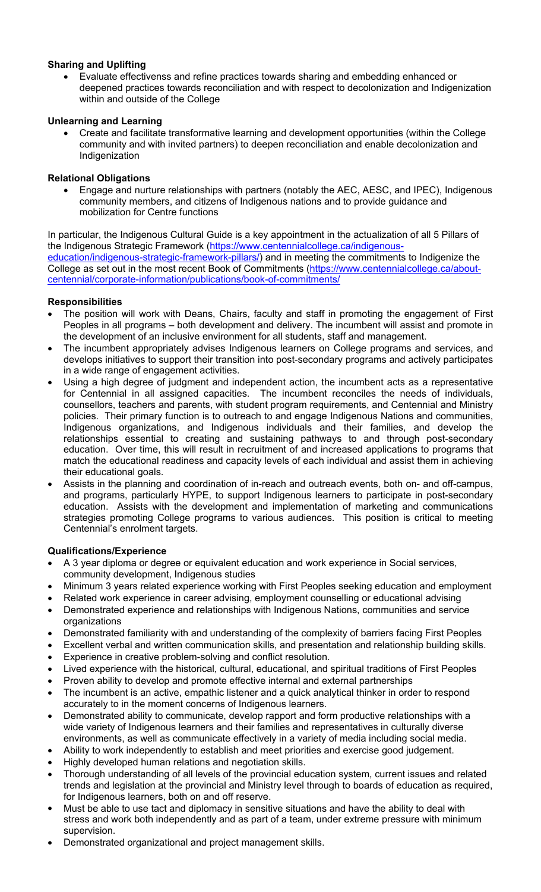**Sharing and Uplifting**

- Evaluate effectivenss and refine practices towards sharing and embedding enhanced or deepened practices towards reconciliation and with respect to decolonization and Indigenization within and outside of the College

**Unlearning and Learning**

- Create and facilitate transformative learning and development opportunities (within the College community and with invited partners) to deepen reconciliation and enable decolonization and Indigenization

**Relational Obligations**

- Engage and nurture relationships with partners (notably the AEC, AESC, and IPEC), Indigenous community members, and citizens of Indigenous nations and to provide guidance and mobilization for Centre functions

In particular, the Indigenous Cultural Guide is a key appointment in the actualization of all 5 Pillars of the Indigenous Strategic Framework (https://www.centennialcollege.ca/indigenous-education/indigenous-strategic-framework-pillars/) and in meeting the commitments to Indigenize the College as set out in the most recent Book of Commitments (https://www.centennialcollege.ca/about-centennial/corporate-information/publications/book-of-commitments/

**Responsibilities**

- The position will work with Deans, Chairs, faculty and staff in promoting the engagement of First Peoples in all programs – both development and delivery. The incumbent will assist and promote in the development of an inclusive environment for all students, staff and management.
- The incumbent appropriately advises Indigenous learners on College programs and services, and develops initiatives to support their transition into post-secondary programs and actively participates in a wide range of engagement activities.
- Using a high degree of judgment and independent action, the incumbent acts as a representative for Centennial in all assigned capacities. The incumbent reconciles the needs of individuals, counsellors, teachers and parents, with student program requirements, and Centennial and Ministry policies. Their primary function is to outreach to and engage Indigenous Nations and communities, Indigenous organizations, and Indigenous individuals and their families, and develop the relationships essential to creating and sustaining pathways to and through post-secondary education. Over time, this will result in recruitment of and increased applications to programs that match the educational readiness and capacity levels of each individual and assist them in achieving their educational goals.
- Assists in the planning and coordination of in-reach and outreach events, both on- and off-campus, and programs, particularly HYPE, to support Indigenous learners to participate in post-secondary education. Assists with the development and implementation of marketing and communications strategies promoting College programs to various audiences. This position is critical to meeting Centennial's enrolment targets.

**Qualifications/Experience**

- A 3 year diploma or degree or equivalent education and work experience in Social services, community development, Indigenous studies
- Minimum 3 years related experience working with First Peoples seeking education and employment
- Related work experience in career advising, employment counselling or educational advising
- Demonstrated experience and relationships with Indigenous Nations, communities and service organizations
- Demonstrated familiarity with and understanding of the complexity of barriers facing First Peoples
- Excellent verbal and written communication skills, and presentation and relationship building skills.
- Experience in creative problem-solving and conflict resolution.
- Lived experience with the historical, cultural, educational, and spiritual traditions of First Peoples
- Proven ability to develop and promote effective internal and external partnerships
- The incumbent is an active, empathic listener and a quick analytical thinker in order to respond accurately to in the moment concerns of Indigenous learners.
- Demonstrated ability to communicate, develop rapport and form productive relationships with a wide variety of Indigenous learners and their families and representatives in culturally diverse environments, as well as communicate effectively in a variety of media including social media.
- Ability to work independently to establish and meet priorities and exercise good judgement.
- Highly developed human relations and negotiation skills.
- Thorough understanding of all levels of the provincial education system, current issues and related trends and legislation at the provincial and Ministry level through to boards of education as required, for Indigenous learners, both on and off reserve.
- Must be able to use tact and diplomacy in sensitive situations and have the ability to deal with stress and work both independently and as part of a team, under extreme pressure with minimum supervision.
- Demonstrated organizational and project management skills.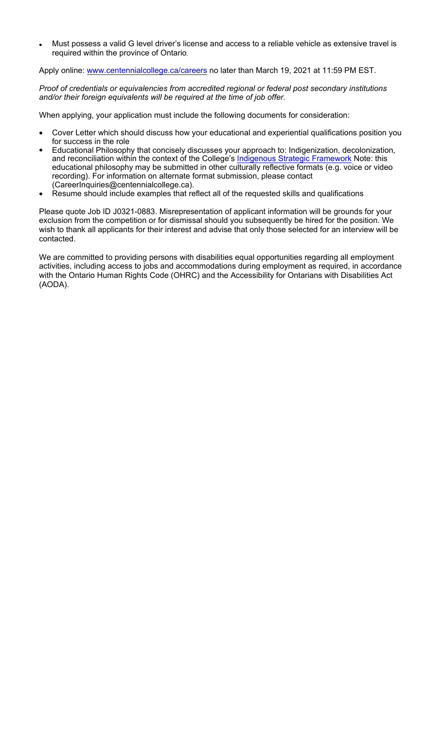- Must possess a valid G level driver's license and access to a reliable vehicle as extensive travel is required within the province of Ontario.

Apply online: [www.centennialcollege.ca/careers](www.centennialcollege.ca/careers) no later than March 19, 2021 at 11:59 PM EST.

*Proof of credentials or equivalencies from accredited regional or federal post secondary institutions and/or their foreign equivalents will be required at the time of job offer.*

When applying, your application must include the following documents for consideration:

- Cover Letter which should discuss how your educational and experiential qualifications position you for success in the role
- Educational Philosophy that concisely discusses your approach to: Indigenization, decolonization, and reconciliation within the context of the College's Indigenous Strategic Framework Note: this educational philosophy may be submitted in other culturally reflective formats (e.g. voice or video recording). For information on alternate format submission, please contact (CareerInquiries@centennialcollege.ca).
- Resume should include examples that reflect all of the requested skills and qualifications

Please quote Job ID J0321-0883. Misrepresentation of applicant information will be grounds for your exclusion from the competition or for dismissal should you subsequently be hired for the position. We wish to thank all applicants for their interest and advise that only those selected for an interview will be contacted.

We are committed to providing persons with disabilities equal opportunities regarding all employment activities, including access to jobs and accommodations during employment as required, in accordance with the Ontario Human Rights Code (OHRC) and the Accessibility for Ontarians with Disabilities Act (AODA).